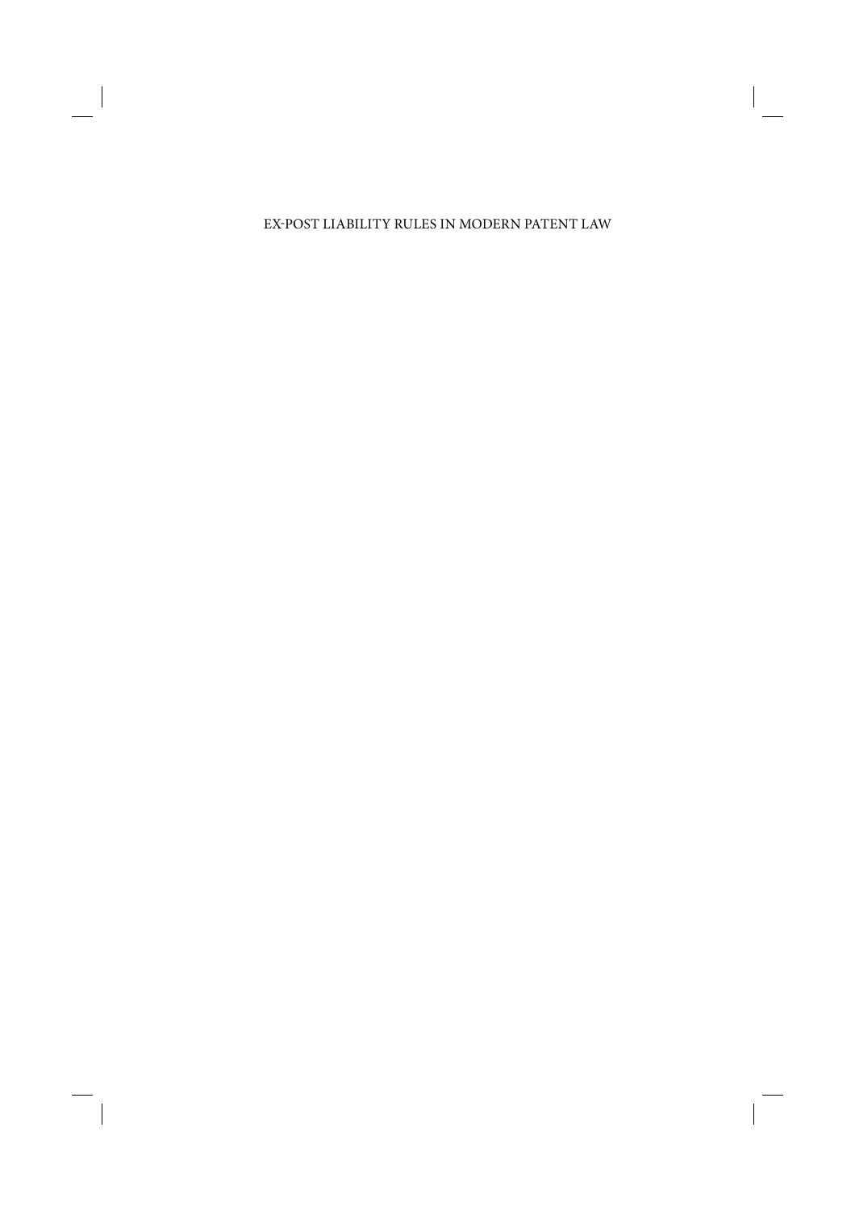# EX-POST LIABILITY RULES IN MODERN PATENT LAW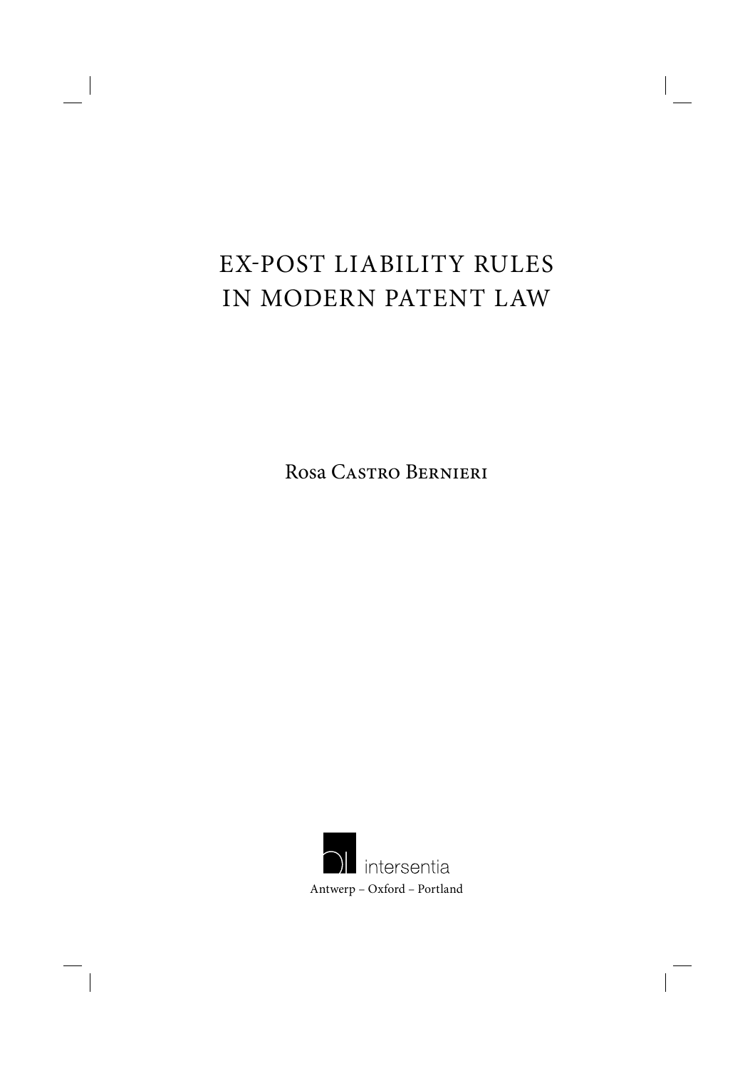# EX-POST LIABILITY RULES IN MODERN PATENT LAW

Rosa Castro Bernieri

intersentia

Antwerp – Oxford – Portland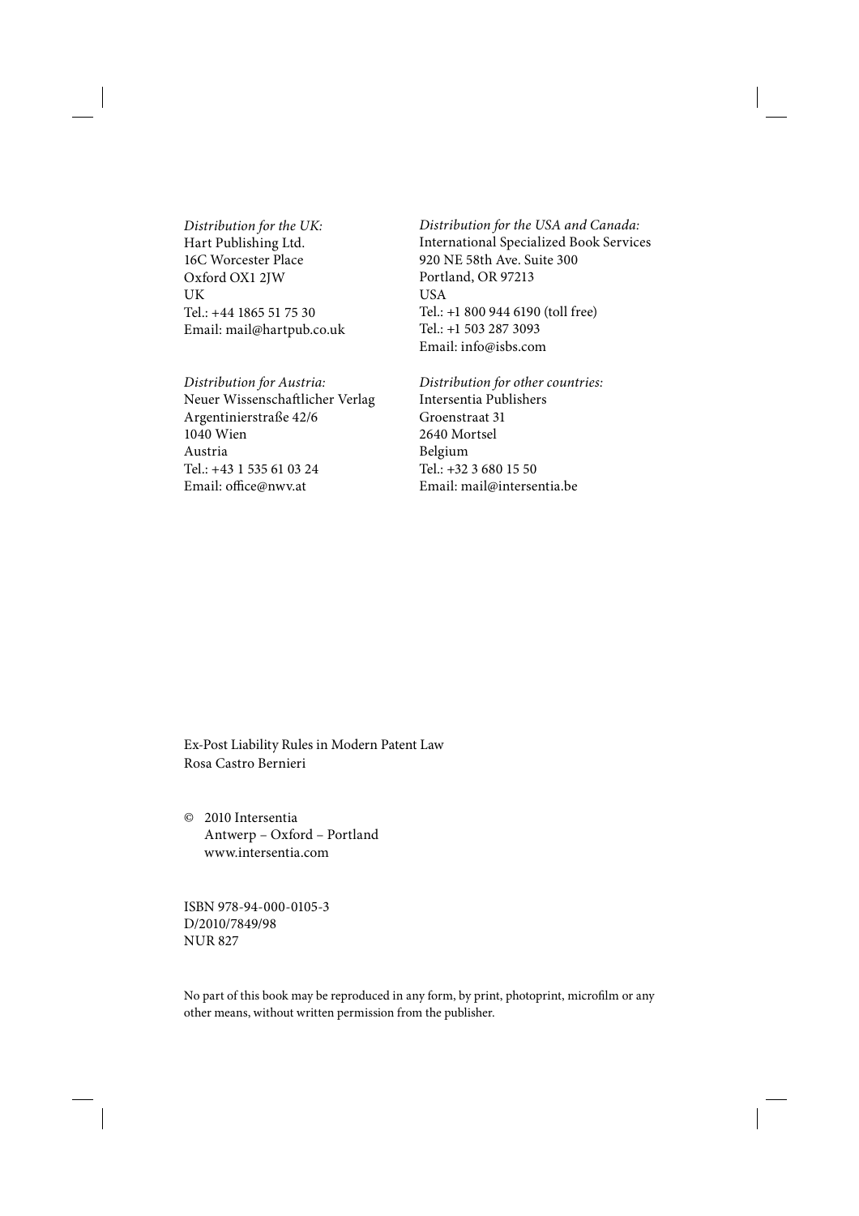*Distribution for the UK:*
Hart Publishing Ltd.
16C Worcester Place
Oxford OX1 2JW
UK
Tel.: +44 1865 51 75 30
Email: mail@hartpub.co.uk

*Distribution for the USA and Canada:*
International Specialized Book Services
920 NE 58th Ave. Suite 300
Portland, OR 97213
USA
Tel.: +1 800 944 6190 (toll free)
Tel.: +1 503 287 3093
Email: info@isbs.com

*Distribution for Austria:*
Neuer Wissenschaftlicher Verlag
Argentinierstraße 42/6
1040 Wien
Austria
Tel.: +43 1 535 61 03 24
Email: office@nwv.at

*Distribution for other countries:*
Intersentia Publishers
Groenstraat 31
2640 Mortsel
Belgium
Tel.: +32 3 680 15 50
Email: mail@intersentia.be

Ex-Post Liability Rules in Modern Patent Law
Rosa Castro Bernieri

© 2010 Intersentia
Antwerp – Oxford – Portland
www.intersentia.com

ISBN 978-94-000-0105-3
D/2010/7849/98
NUR 827

No part of this book may be reproduced in any form, by print, photoprint, microfilm or any other means, without written permission from the publisher.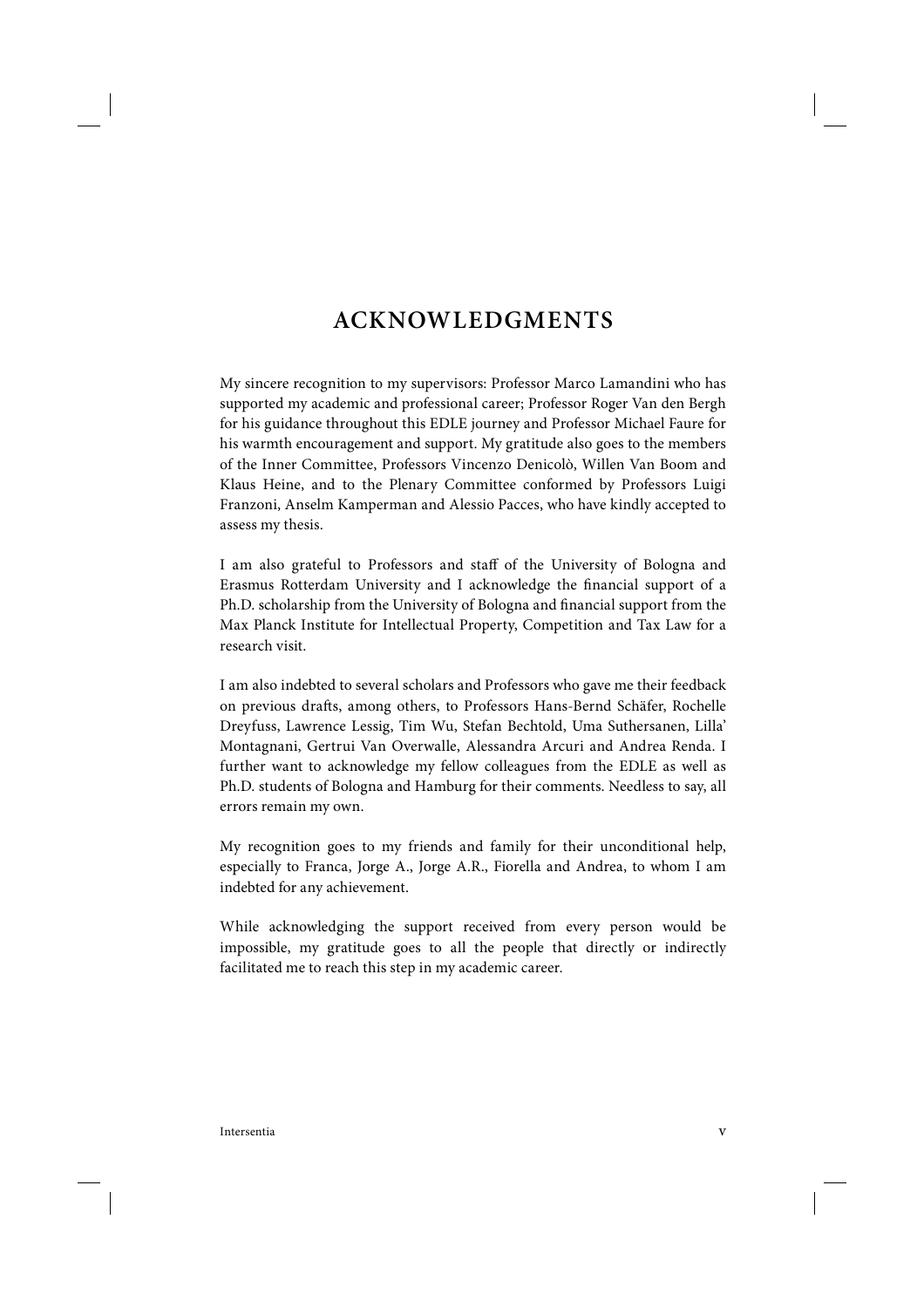# ACKNOWLEDGMENTS

My sincere recognition to my supervisors: Professor Marco Lamandini who has supported my academic and professional career; Professor Roger Van den Bergh for his guidance throughout this EDLE journey and Professor Michael Faure for his warmth encouragement and support. My gratitude also goes to the members of the Inner Committee, Professors Vincenzo Denicolò, Willen Van Boom and Klaus Heine, and to the Plenary Committee conformed by Professors Luigi Franzoni, Anselm Kamperman and Alessio Pacces, who have kindly accepted to assess my thesis.

I am also grateful to Professors and staff of the University of Bologna and Erasmus Rotterdam University and I acknowledge the financial support of a Ph.D. scholarship from the University of Bologna and financial support from the Max Planck Institute for Intellectual Property, Competition and Tax Law for a research visit.

I am also indebted to several scholars and Professors who gave me their feedback on previous drafts, among others, to Professors Hans-Bernd Schäfer, Rochelle Dreyfuss, Lawrence Lessig, Tim Wu, Stefan Bechtold, Uma Suthersanen, Lilla' Montagnani, Gertrui Van Overwalle, Alessandra Arcuri and Andrea Renda. I further want to acknowledge my fellow colleagues from the EDLE as well as Ph.D. students of Bologna and Hamburg for their comments. Needless to say, all errors remain my own.

My recognition goes to my friends and family for their unconditional help, especially to Franca, Jorge A., Jorge A.R., Fiorella and Andrea, to whom I am indebted for any achievement.

While acknowledging the support received from every person would be impossible, my gratitude goes to all the people that directly or indirectly facilitated me to reach this step in my academic career.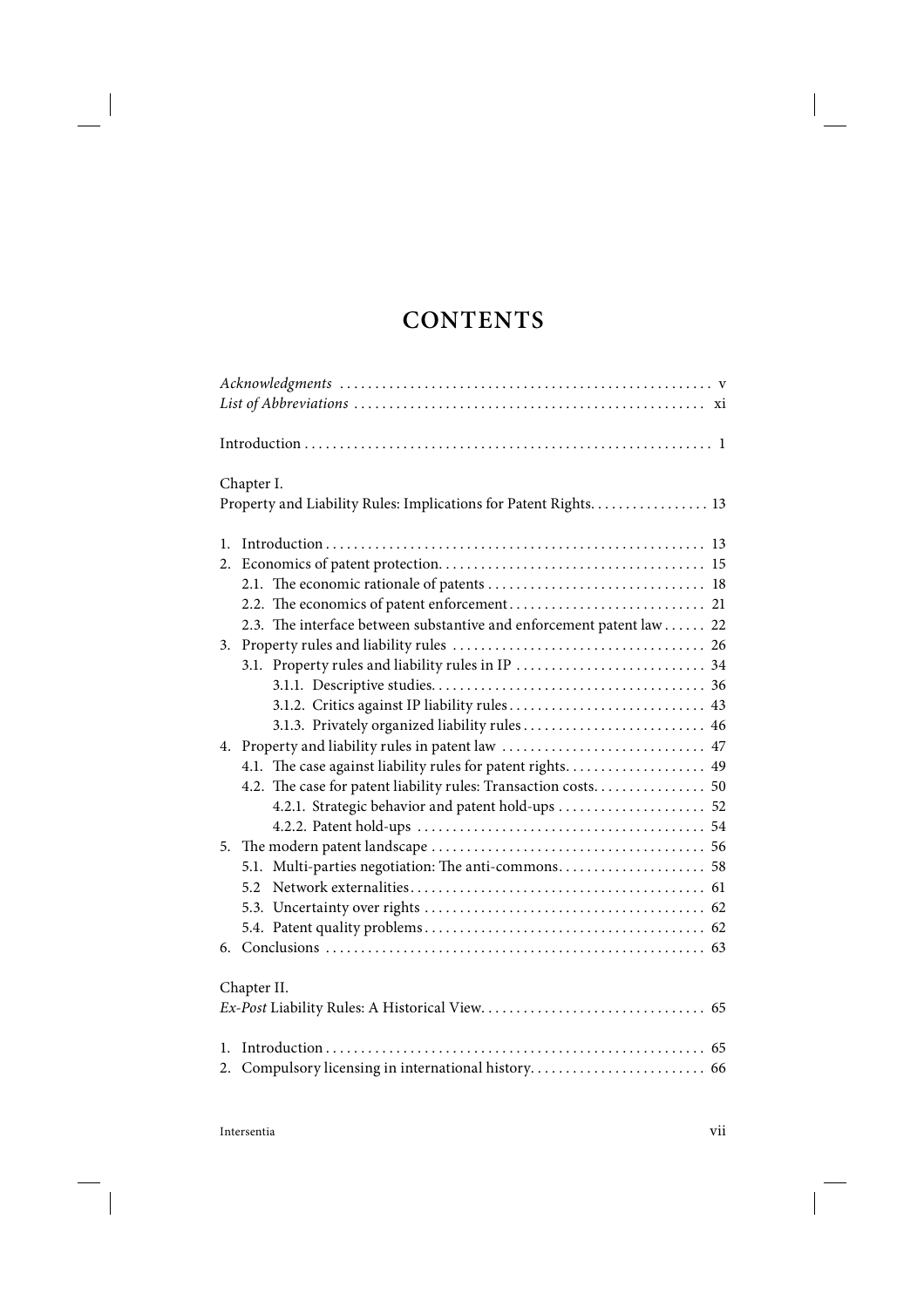# CONTENTS

*Acknowledgments* . . . . . . . . . . . . . . . . . . . . . . . . . . . . . . . . . . . . . . . . . . . . . . . . . . . . v
*List of Abbreviations* . . . . . . . . . . . . . . . . . . . . . . . . . . . . . . . . . . . . . . . . . . . . . . . . . xi

Introduction . . . . . . . . . . . . . . . . . . . . . . . . . . . . . . . . . . . . . . . . . . . . . . . . . . . . . . . . . 1

Chapter I.
Property and Liability Rules: Implications for Patent Rights. . . . . . . . . . . . . . . . . 13

1. Introduction . . . . . . . . . . . . . . . . . . . . . . . . . . . . . . . . . . . . . . . . . . . . . . . . . . . . . 13
2. Economics of patent protection. . . . . . . . . . . . . . . . . . . . . . . . . . . . . . . . . . . . . . 15
   2.1. The economic rationale of patents . . . . . . . . . . . . . . . . . . . . . . . . . . . . . . . 18
   2.2. The economics of patent enforcement . . . . . . . . . . . . . . . . . . . . . . . . . . . 21
   2.3. The interface between substantive and enforcement patent law . . . . . . 22
3. Property rules and liability rules . . . . . . . . . . . . . . . . . . . . . . . . . . . . . . . . . . . 26
   3.1. Property rules and liability rules in IP . . . . . . . . . . . . . . . . . . . . . . . . . . 34
      3.1.1. Descriptive studies. . . . . . . . . . . . . . . . . . . . . . . . . . . . . . . . . . . . . . . 36
      3.1.2. Critics against IP liability rules . . . . . . . . . . . . . . . . . . . . . . . . . . . . 43
      3.1.3. Privately organized liability rules . . . . . . . . . . . . . . . . . . . . . . . . . . 46
4. Property and liability rules in patent law . . . . . . . . . . . . . . . . . . . . . . . . . . . . 47
   4.1. The case against liability rules for patent rights. . . . . . . . . . . . . . . . . . . 49
   4.2. The case for patent liability rules: Transaction costs. . . . . . . . . . . . . . . . 50
      4.2.1. Strategic behavior and patent hold-ups . . . . . . . . . . . . . . . . . . . . . 52
      4.2.2. Patent hold-ups . . . . . . . . . . . . . . . . . . . . . . . . . . . . . . . . . . . . . . . . 54
5. The modern patent landscape . . . . . . . . . . . . . . . . . . . . . . . . . . . . . . . . . . . . . . 56
   5.1. Multi-parties negotiation: The anti-commons. . . . . . . . . . . . . . . . . . . . . 58
   5.2 Network externalities . . . . . . . . . . . . . . . . . . . . . . . . . . . . . . . . . . . . . . . . . 61
   5.3. Uncertainty over rights . . . . . . . . . . . . . . . . . . . . . . . . . . . . . . . . . . . . . . . 62
   5.4. Patent quality problems . . . . . . . . . . . . . . . . . . . . . . . . . . . . . . . . . . . . . . . 62
6. Conclusions . . . . . . . . . . . . . . . . . . . . . . . . . . . . . . . . . . . . . . . . . . . . . . . . . . . . 63

Chapter II.
*Ex-Post* Liability Rules: A Historical View. . . . . . . . . . . . . . . . . . . . . . . . . . . . . . . 65

1. Introduction . . . . . . . . . . . . . . . . . . . . . . . . . . . . . . . . . . . . . . . . . . . . . . . . . . . . . 65
2. Compulsory licensing in international history. . . . . . . . . . . . . . . . . . . . . . . . . 66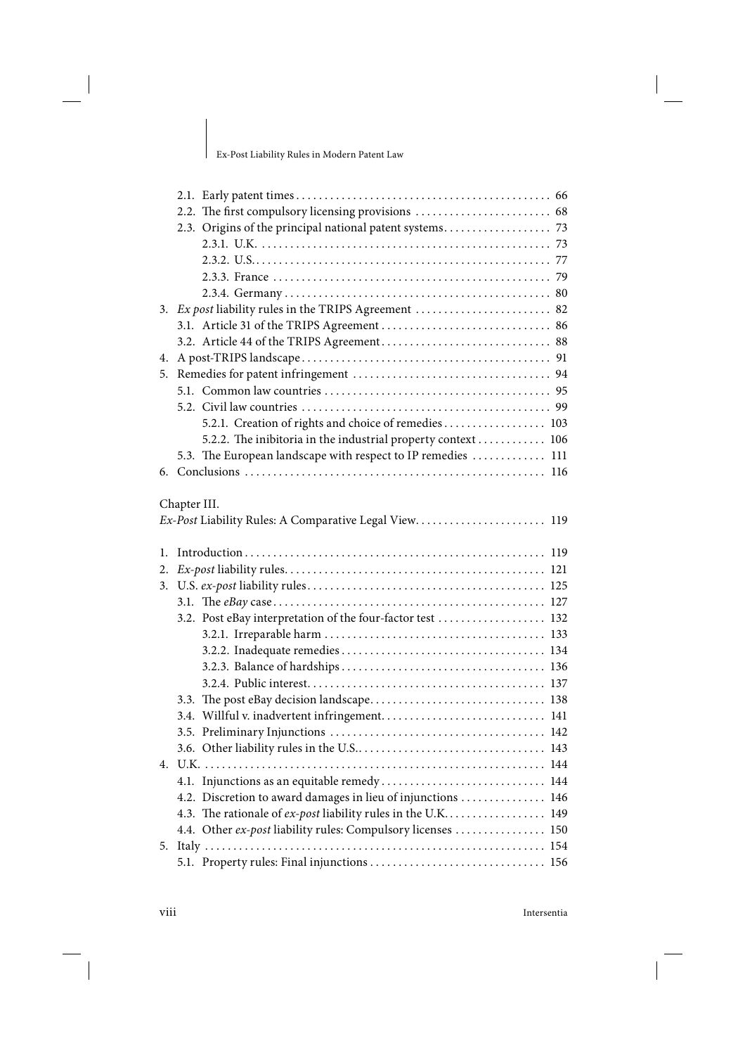2.1. Early patent times . . . . . . . . . . . . . . . . . . . . . . . . . . . . . . . . . . . . . . . . . . . . 66
2.2. The first compulsory licensing provisions . . . . . . . . . . . . . . . . . . . . . . . . 68
2.3. Origins of the principal national patent systems. . . . . . . . . . . . . . . . . . . 73
2.3.1. U.K. . . . . . . . . . . . . . . . . . . . . . . . . . . . . . . . . . . . . . . . . . . . . . . . . . . 73
2.3.2. U.S. . . . . . . . . . . . . . . . . . . . . . . . . . . . . . . . . . . . . . . . . . . . . . . . . . . 77
2.3.3. France . . . . . . . . . . . . . . . . . . . . . . . . . . . . . . . . . . . . . . . . . . . . . . . 79
2.3.4. Germany . . . . . . . . . . . . . . . . . . . . . . . . . . . . . . . . . . . . . . . . . . . . . 80
3. *Ex post* liability rules in the TRIPS Agreement . . . . . . . . . . . . . . . . . . . . . . . 82
3.1. Article 31 of the TRIPS Agreement . . . . . . . . . . . . . . . . . . . . . . . . . . . . . 86
3.2. Article 44 of the TRIPS Agreement . . . . . . . . . . . . . . . . . . . . . . . . . . . . . 88
4. A post-TRIPS landscape . . . . . . . . . . . . . . . . . . . . . . . . . . . . . . . . . . . . . . . . . . 91
5. Remedies for patent infringement . . . . . . . . . . . . . . . . . . . . . . . . . . . . . . . . . 94
5.1. Common law countries . . . . . . . . . . . . . . . . . . . . . . . . . . . . . . . . . . . . . . . 95
5.2. Civil law countries . . . . . . . . . . . . . . . . . . . . . . . . . . . . . . . . . . . . . . . . . . . 99
5.2.1. Creation of rights and choice of remedies . . . . . . . . . . . . . . . . . . 103
5.2.2. The inibitoria in the industrial property context . . . . . . . . . . . . 106
5.3. The European landscape with respect to IP remedies . . . . . . . . . . . . 111
6. Conclusions . . . . . . . . . . . . . . . . . . . . . . . . . . . . . . . . . . . . . . . . . . . . . . . . . . . 116

Chapter III.
*Ex-Post* Liability Rules: A Comparative Legal View. . . . . . . . . . . . . . . . . . . . . . . 119

1. Introduction . . . . . . . . . . . . . . . . . . . . . . . . . . . . . . . . . . . . . . . . . . . . . . . . . . . 119
2. *Ex-post* liability rules. . . . . . . . . . . . . . . . . . . . . . . . . . . . . . . . . . . . . . . . . . . . 121
3. U.S. *ex-post* liability rules. . . . . . . . . . . . . . . . . . . . . . . . . . . . . . . . . . . . . . . . . 125
3.1. The *eBay* case . . . . . . . . . . . . . . . . . . . . . . . . . . . . . . . . . . . . . . . . . . . . . . 127
3.2. Post eBay interpretation of the four-factor test . . . . . . . . . . . . . . . . . . 132
3.2.1. Irreparable harm . . . . . . . . . . . . . . . . . . . . . . . . . . . . . . . . . . . . . . 133
3.2.2. Inadequate remedies . . . . . . . . . . . . . . . . . . . . . . . . . . . . . . . . . . . 134
3.2.3. Balance of hardships . . . . . . . . . . . . . . . . . . . . . . . . . . . . . . . . . . . 136
3.2.4. Public interest. . . . . . . . . . . . . . . . . . . . . . . . . . . . . . . . . . . . . . . . . 137
3.3. The post eBay decision landscape. . . . . . . . . . . . . . . . . . . . . . . . . . . . . . 138
3.4. Willful v. inadvertent infringement. . . . . . . . . . . . . . . . . . . . . . . . . . . . 141
3.5. Preliminary Injunctions . . . . . . . . . . . . . . . . . . . . . . . . . . . . . . . . . . . . . 142
3.6. Other liability rules in the U.S.. . . . . . . . . . . . . . . . . . . . . . . . . . . . . . . . 143
4. U.K. . . . . . . . . . . . . . . . . . . . . . . . . . . . . . . . . . . . . . . . . . . . . . . . . . . . . . . . . . . 144
4.1. Injunctions as an equitable remedy . . . . . . . . . . . . . . . . . . . . . . . . . . . . 144
4.2. Discretion to award damages in lieu of injunctions . . . . . . . . . . . . . . 146
4.3. The rationale of *ex-post* liability rules in the U.K. . . . . . . . . . . . . . . . . 149
4.4. Other *ex-post* liability rules: Compulsory licenses . . . . . . . . . . . . . . . 150
5. Italy . . . . . . . . . . . . . . . . . . . . . . . . . . . . . . . . . . . . . . . . . . . . . . . . . . . . . . . . . . 154
5.1. Property rules: Final injunctions . . . . . . . . . . . . . . . . . . . . . . . . . . . . . . 156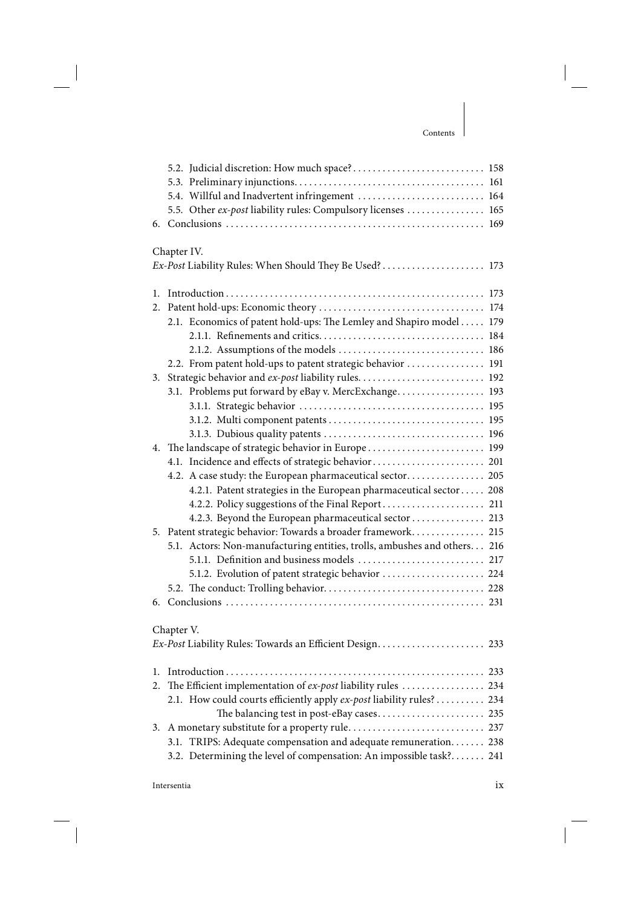5.2. Judicial discretion: How much space? . . . . . . . . . . . . . . . . . . . . . . . . . . . 158
5.3. Preliminary injunctions. . . . . . . . . . . . . . . . . . . . . . . . . . . . . . . . . . . . . . . 161
5.4. Willful and Inadvertent infringement . . . . . . . . . . . . . . . . . . . . . . . . . . 164
5.5. Other *ex-post* liability rules: Compulsory licenses . . . . . . . . . . . . . . . . 165

6. Conclusions . . . . . . . . . . . . . . . . . . . . . . . . . . . . . . . . . . . . . . . . . . . . . . . . . . . . 169

Chapter IV.
*Ex-Post* Liability Rules: When Should They Be Used? . . . . . . . . . . . . . . . . . . . . 173

1. Introduction . . . . . . . . . . . . . . . . . . . . . . . . . . . . . . . . . . . . . . . . . . . . . . . . . . . . 173
2. Patent hold-ups: Economic theory . . . . . . . . . . . . . . . . . . . . . . . . . . . . . . . . . . 174
   2.1. Economics of patent hold-ups: The Lemley and Shapiro model . . . . . 179
      2.1.1. Refinements and critics. . . . . . . . . . . . . . . . . . . . . . . . . . . . . . . . . 184
      2.1.2. Assumptions of the models . . . . . . . . . . . . . . . . . . . . . . . . . . . . . 186
   2.2. From patent hold-ups to patent strategic behavior . . . . . . . . . . . . . . . . 191
3. Strategic behavior and *ex-post* liability rules. . . . . . . . . . . . . . . . . . . . . . . . . 192
   3.1. Problems put forward by eBay v. MercExchange. . . . . . . . . . . . . . . . . . 193
      3.1.1. Strategic behavior . . . . . . . . . . . . . . . . . . . . . . . . . . . . . . . . . . . . . 195
      3.1.2. Multi component patents . . . . . . . . . . . . . . . . . . . . . . . . . . . . . . . 195
      3.1.3. Dubious quality patents . . . . . . . . . . . . . . . . . . . . . . . . . . . . . . . . 196
4. The landscape of strategic behavior in Europe . . . . . . . . . . . . . . . . . . . . . . . . 199
   4.1. Incidence and effects of strategic behavior . . . . . . . . . . . . . . . . . . . . . . . 201
   4.2. A case study: the European pharmaceutical sector. . . . . . . . . . . . . . . . 205
      4.2.1. Patent strategies in the European pharmaceutical sector . . . . . 208
      4.2.2. Policy suggestions of the Final Report . . . . . . . . . . . . . . . . . . . . . 211
      4.2.3. Beyond the European pharmaceutical sector . . . . . . . . . . . . . . . 213
5. Patent strategic behavior: Towards a broader framework. . . . . . . . . . . . . . . 215
   5.1. Actors: Non-manufacturing entities, trolls, ambushes and others. . . 216
      5.1.1. Definition and business models . . . . . . . . . . . . . . . . . . . . . . . . . . 217
      5.1.2. Evolution of patent strategic behavior . . . . . . . . . . . . . . . . . . . . . 224
   5.2. The conduct: Trolling behavior. . . . . . . . . . . . . . . . . . . . . . . . . . . . . . . . . 228
6. Conclusions . . . . . . . . . . . . . . . . . . . . . . . . . . . . . . . . . . . . . . . . . . . . . . . . . . . . 231

Chapter V.
*Ex-Post* Liability Rules: Towards an Efficient Design. . . . . . . . . . . . . . . . . . . . . . 233

1. Introduction . . . . . . . . . . . . . . . . . . . . . . . . . . . . . . . . . . . . . . . . . . . . . . . . . . . . 233
2. The Efficient implementation of *ex-post* liability rules . . . . . . . . . . . . . . . . . 234
   2.1. How could courts efficiently apply *ex-post* liability rules? . . . . . . . . . . 234
      The balancing test in post-eBay cases. . . . . . . . . . . . . . . . . . . . . . . . 235
3. A monetary substitute for a property rule. . . . . . . . . . . . . . . . . . . . . . . . . . . 237
   3.1. TRIPS: Adequate compensation and adequate remuneration. . . . . . . 238
   3.2. Determining the level of compensation: An impossible task?. . . . . . . 241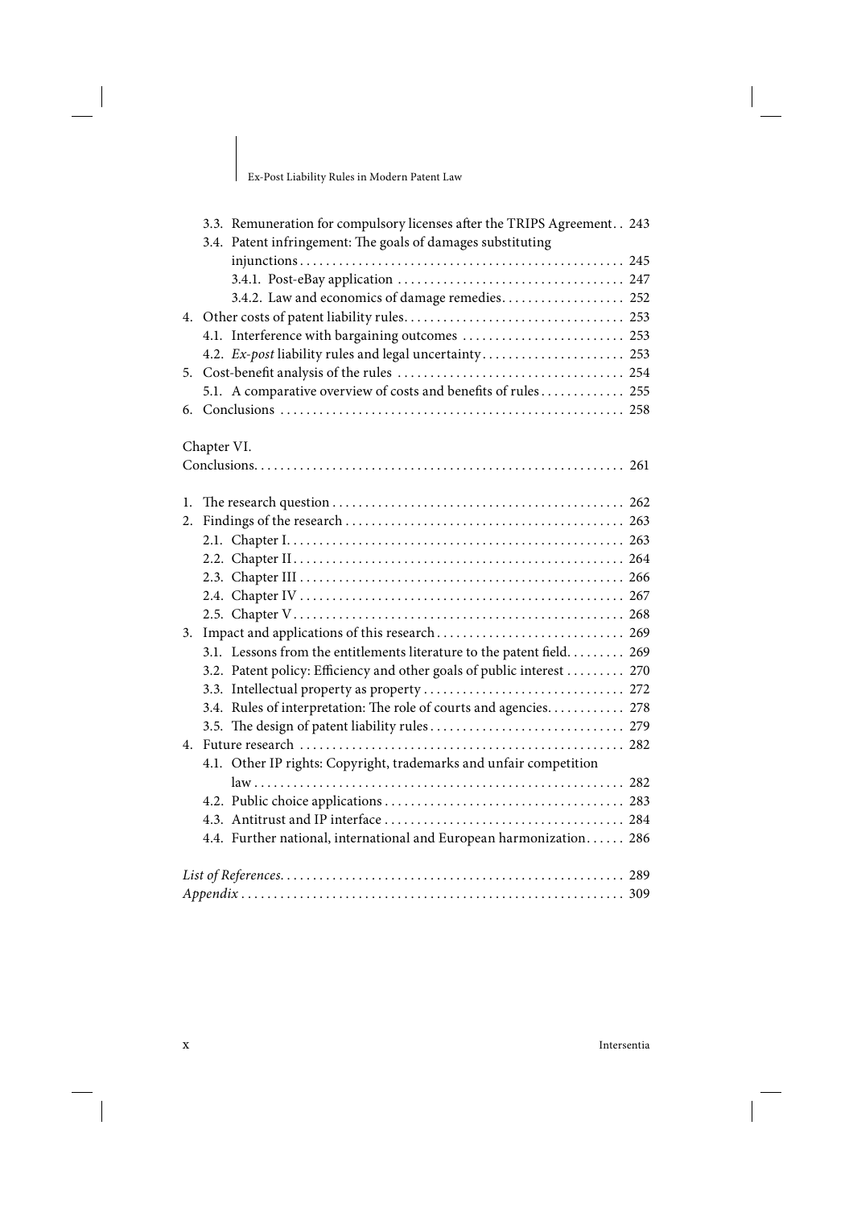- 3.3. Remuneration for compulsory licenses after the TRIPS Agreement . . 243
- 3.4. Patent infringement: The goals of damages substituting injunctions . . . 245
  - 3.4.1. Post-eBay application . . . 247
  - 3.4.2. Law and economics of damage remedies . . . 252

4. Other costs of patent liability rules . . . 253
   - 4.1. Interference with bargaining outcomes . . . 253
   - 4.2. *Ex-post* liability rules and legal uncertainty . . . 253
5. Cost-benefit analysis of the rules . . . 254
   - 5.1. A comparative overview of costs and benefits of rules . . . 255
6. Conclusions . . . 258

Chapter VI.
Conclusions . . . 261

1. The research question . . . 262
2. Findings of the research . . . 263
   - 2.1. Chapter I . . . 263
   - 2.2. Chapter II . . . 264
   - 2.3. Chapter III . . . 266
   - 2.4. Chapter IV . . . 267
   - 2.5. Chapter V . . . 268
3. Impact and applications of this research . . . 269
   - 3.1. Lessons from the entitlements literature to the patent field . . . 269
   - 3.2. Patent policy: Efficiency and other goals of public interest . . . 270
   - 3.3. Intellectual property as property . . . 272
   - 3.4. Rules of interpretation: The role of courts and agencies . . . 278
   - 3.5. The design of patent liability rules . . . 279
4. Future research . . . 282
   - 4.1. Other IP rights: Copyright, trademarks and unfair competition law . . . 282
   - 4.2. Public choice applications . . . 283
   - 4.3. Antitrust and IP interface . . . 284
   - 4.4. Further national, international and European harmonization . . . 286

*List of References* . . . 289
*Appendix* . . . 309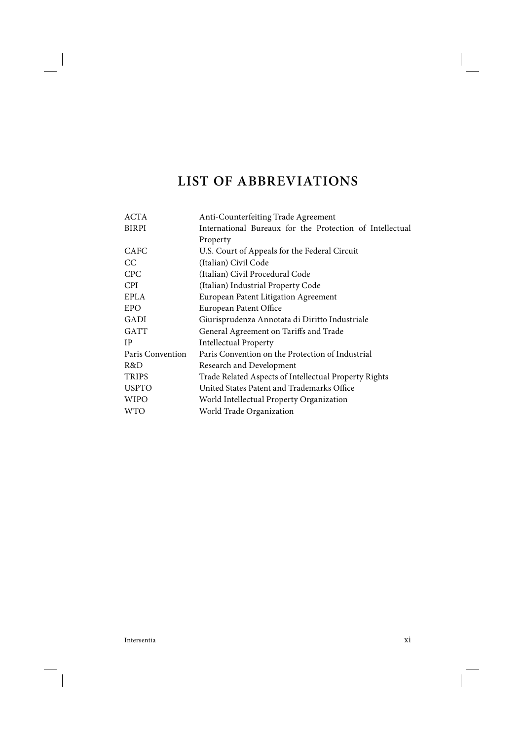# LIST OF ABBREVIATIONS

| | |
|---|---|
| ACTA | Anti-Counterfeiting Trade Agreement |
| BIRPI | International Bureaux for the Protection of Intellectual Property |
| CAFC | U.S. Court of Appeals for the Federal Circuit |
| CC | (Italian) Civil Code |
| CPC | (Italian) Civil Procedural Code |
| CPI | (Italian) Industrial Property Code |
| EPLA | European Patent Litigation Agreement |
| EPO | European Patent Office |
| GADI | Giurisprudenza Annotata di Diritto Industriale |
| GATT | General Agreement on Tariffs and Trade |
| IP | Intellectual Property |
| Paris Convention | Paris Convention on the Protection of Industrial |
| R&D | Research and Development |
| TRIPS | Trade Related Aspects of Intellectual Property Rights |
| USPTO | United States Patent and Trademarks Office |
| WIPO | World Intellectual Property Organization |
| WTO | World Trade Organization |